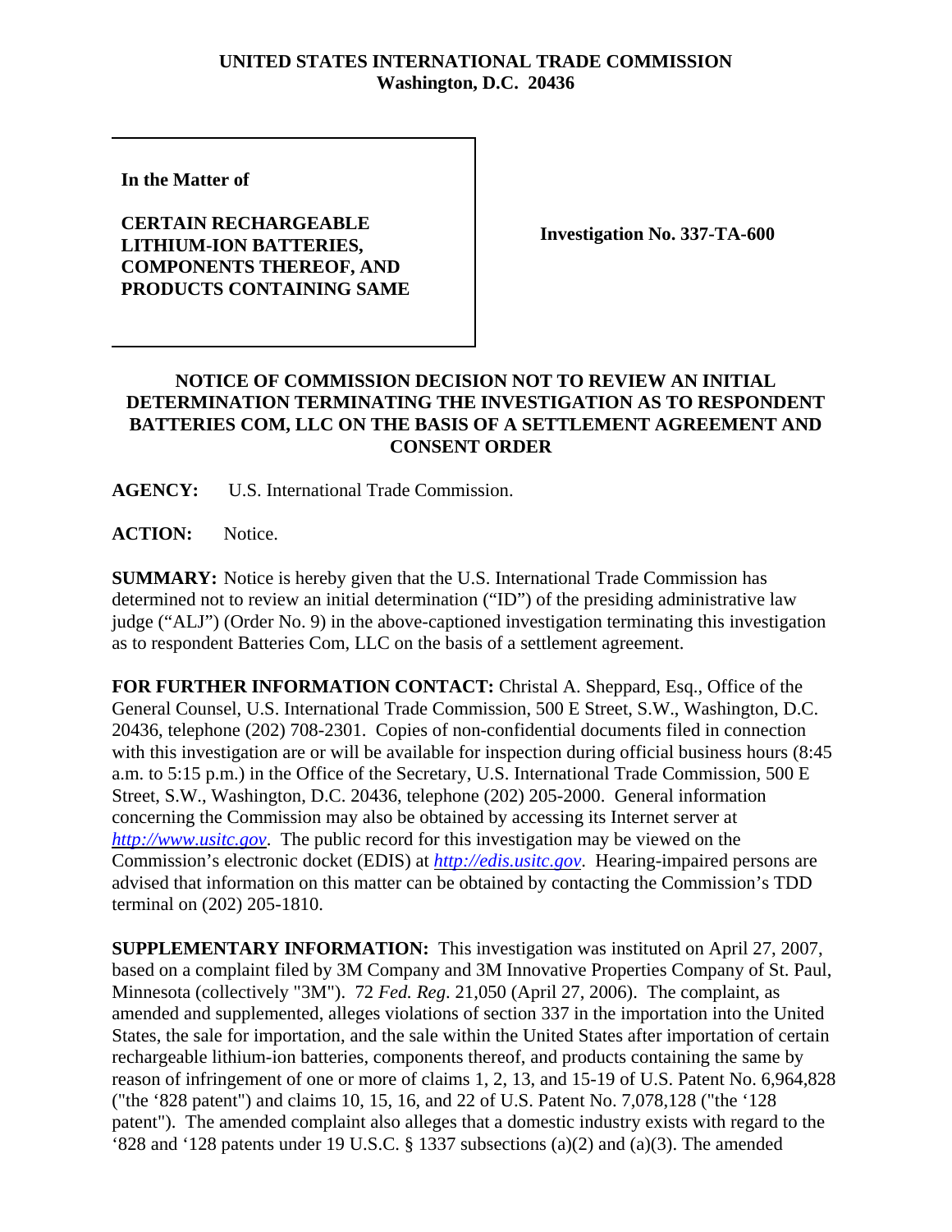**UNITED STATES INTERNATIONAL TRADE COMMISSION**
**Washington, D.C. 20436**

**In the Matter of**

**CERTAIN RECHARGEABLE LITHIUM-ION BATTERIES, COMPONENTS THEREOF, AND PRODUCTS CONTAINING SAME**

**Investigation No. 337-TA-600**

## NOTICE OF COMMISSION DECISION NOT TO REVIEW AN INITIAL DETERMINATION TERMINATING THE INVESTIGATION AS TO RESPONDENT BATTERIES COM, LLC ON THE BASIS OF A SETTLEMENT AGREEMENT AND CONSENT ORDER

**AGENCY:** U.S. International Trade Commission.

**ACTION:** Notice.

**SUMMARY:** Notice is hereby given that the U.S. International Trade Commission has determined not to review an initial determination ("ID") of the presiding administrative law judge ("ALJ") (Order No. 9) in the above-captioned investigation terminating this investigation as to respondent Batteries Com, LLC on the basis of a settlement agreement.

**FOR FURTHER INFORMATION CONTACT:** Christal A. Sheppard, Esq., Office of the General Counsel, U.S. International Trade Commission, 500 E Street, S.W., Washington, D.C. 20436, telephone (202) 708-2301. Copies of non-confidential documents filed in connection with this investigation are or will be available for inspection during official business hours (8:45 a.m. to 5:15 p.m.) in the Office of the Secretary, U.S. International Trade Commission, 500 E Street, S.W., Washington, D.C. 20436, telephone (202) 205-2000. General information concerning the Commission may also be obtained by accessing its Internet server at *http://www.usitc.gov*. The public record for this investigation may be viewed on the Commission's electronic docket (EDIS) at *http://edis.usitc.gov*. Hearing-impaired persons are advised that information on this matter can be obtained by contacting the Commission's TDD terminal on (202) 205-1810.

**SUPPLEMENTARY INFORMATION:** This investigation was instituted on April 27, 2007, based on a complaint filed by 3M Company and 3M Innovative Properties Company of St. Paul, Minnesota (collectively "3M"). 72 *Fed. Reg*. 21,050 (April 27, 2006). The complaint, as amended and supplemented, alleges violations of section 337 in the importation into the United States, the sale for importation, and the sale within the United States after importation of certain rechargeable lithium-ion batteries, components thereof, and products containing the same by reason of infringement of one or more of claims 1, 2, 13, and 15-19 of U.S. Patent No. 6,964,828 ("the '828 patent") and claims 10, 15, 16, and 22 of U.S. Patent No. 7,078,128 ("the '128 patent"). The amended complaint also alleges that a domestic industry exists with regard to the '828 and '128 patents under 19 U.S.C. § 1337 subsections (a)(2) and (a)(3). The amended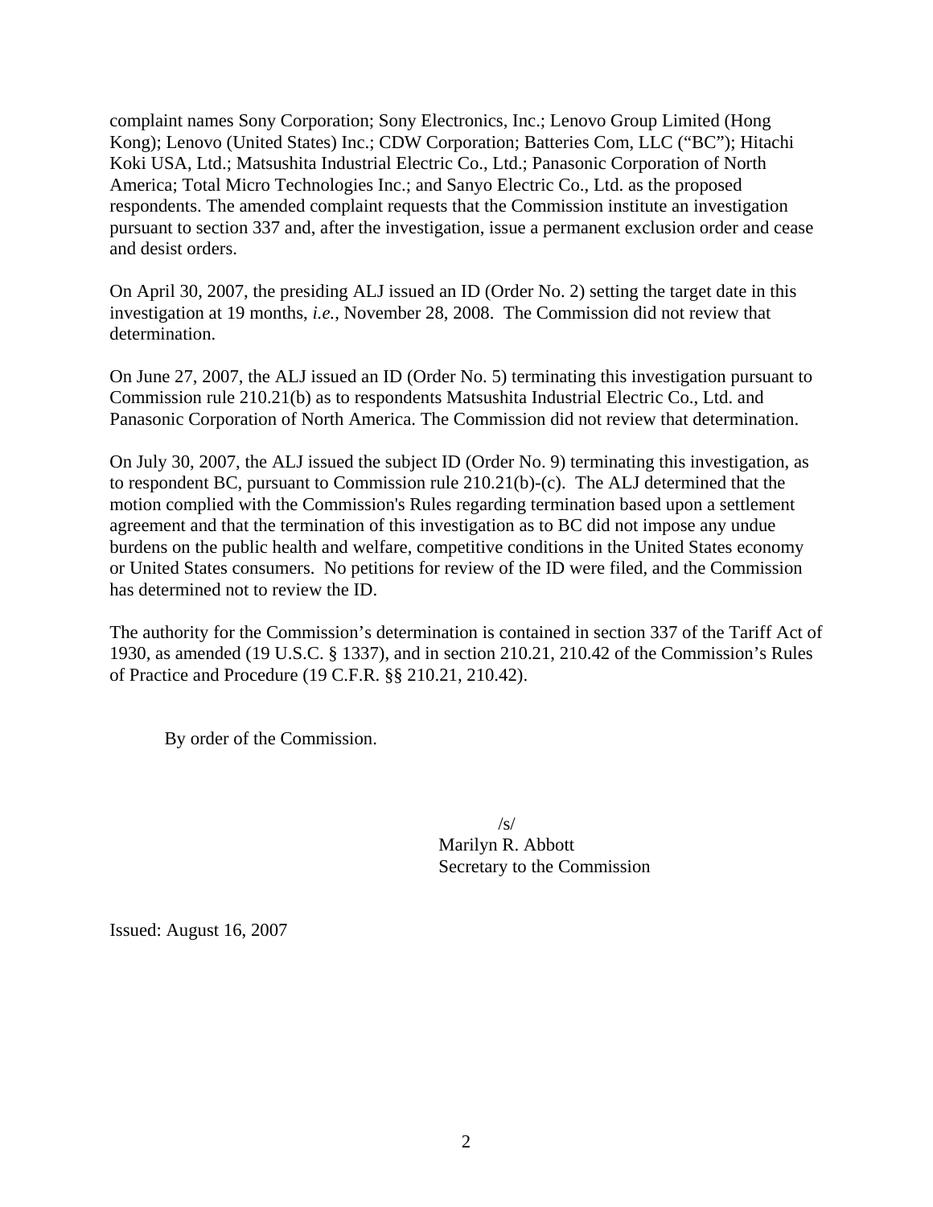complaint names Sony Corporation; Sony Electronics, Inc.; Lenovo Group Limited (Hong Kong); Lenovo (United States) Inc.; CDW Corporation; Batteries Com, LLC ("BC"); Hitachi Koki USA, Ltd.; Matsushita Industrial Electric Co., Ltd.; Panasonic Corporation of North America; Total Micro Technologies Inc.; and Sanyo Electric Co., Ltd. as the proposed respondents. The amended complaint requests that the Commission institute an investigation pursuant to section 337 and, after the investigation, issue a permanent exclusion order and cease and desist orders.

On April 30, 2007, the presiding ALJ issued an ID (Order No. 2) setting the target date in this investigation at 19 months, *i.e.*, November 28, 2008. The Commission did not review that determination.

On June 27, 2007, the ALJ issued an ID (Order No. 5) terminating this investigation pursuant to Commission rule 210.21(b) as to respondents Matsushita Industrial Electric Co., Ltd. and Panasonic Corporation of North America. The Commission did not review that determination.

On July 30, 2007, the ALJ issued the subject ID (Order No. 9) terminating this investigation, as to respondent BC, pursuant to Commission rule 210.21(b)-(c). The ALJ determined that the motion complied with the Commission's Rules regarding termination based upon a settlement agreement and that the termination of this investigation as to BC did not impose any undue burdens on the public health and welfare, competitive conditions in the United States economy or United States consumers. No petitions for review of the ID were filed, and the Commission has determined not to review the ID.

The authority for the Commission's determination is contained in section 337 of the Tariff Act of 1930, as amended (19 U.S.C. § 1337), and in section 210.21, 210.42 of the Commission's Rules of Practice and Procedure (19 C.F.R. §§ 210.21, 210.42).

By order of the Commission.

/s/
Marilyn R. Abbott
Secretary to the Commission

Issued: August 16, 2007